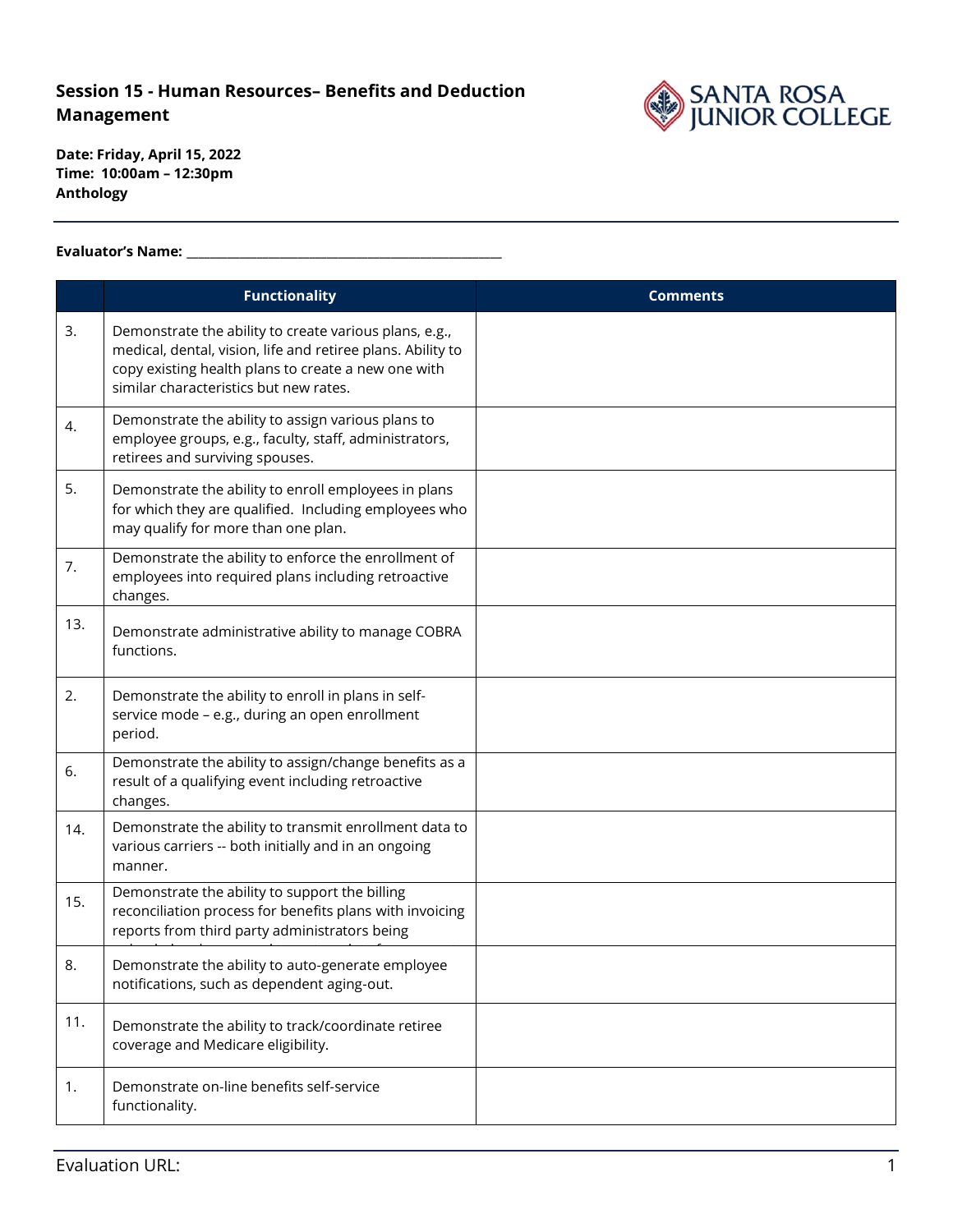**Session 15 - Human Resources– Benefits and Deduction Management**

**Date: Friday, April 15, 2022**
**Time: 10:00am – 12:30pm**
**Anthology**

**Evaluator's Name: \_\_\_\_\_\_\_\_\_\_\_\_\_\_\_\_\_\_\_\_\_\_\_\_\_\_\_\_\_\_\_\_\_\_\_\_\_\_\_\_\_\_\_\_\_\_\_\_\_**

| | Functionality | Comments |
|---|---|---|
| 3. | Demonstrate the ability to create various plans, e.g., medical, dental, vision, life and retiree plans. Ability to copy existing health plans to create a new one with similar characteristics but new rates. | |
| 4. | Demonstrate the ability to assign various plans to employee groups, e.g., faculty, staff, administrators, retirees and surviving spouses. | |
| 5. | Demonstrate the ability to enroll employees in plans for which they are qualified. Including employees who may qualify for more than one plan. | |
| 7. | Demonstrate the ability to enforce the enrollment of employees into required plans including retroactive changes. | |
| 13. | Demonstrate administrative ability to manage COBRA functions. | |
| 2. | Demonstrate the ability to enroll in plans in self-service mode – e.g., during an open enrollment period. | |
| 6. | Demonstrate the ability to assign/change benefits as a result of a qualifying event including retroactive changes. | |
| 14. | Demonstrate the ability to transmit enrollment data to various carriers -- both initially and in an ongoing manner. | |
| 15. | Demonstrate the ability to support the billing reconciliation process for benefits plans with invoicing reports from third party administrators being | |
| 8. | Demonstrate the ability to auto-generate employee notifications, such as dependent aging-out. | |
| 11. | Demonstrate the ability to track/coordinate retiree coverage and Medicare eligibility. | |
| 1. | Demonstrate on-line benefits self-service functionality. | |

Evaluation URL: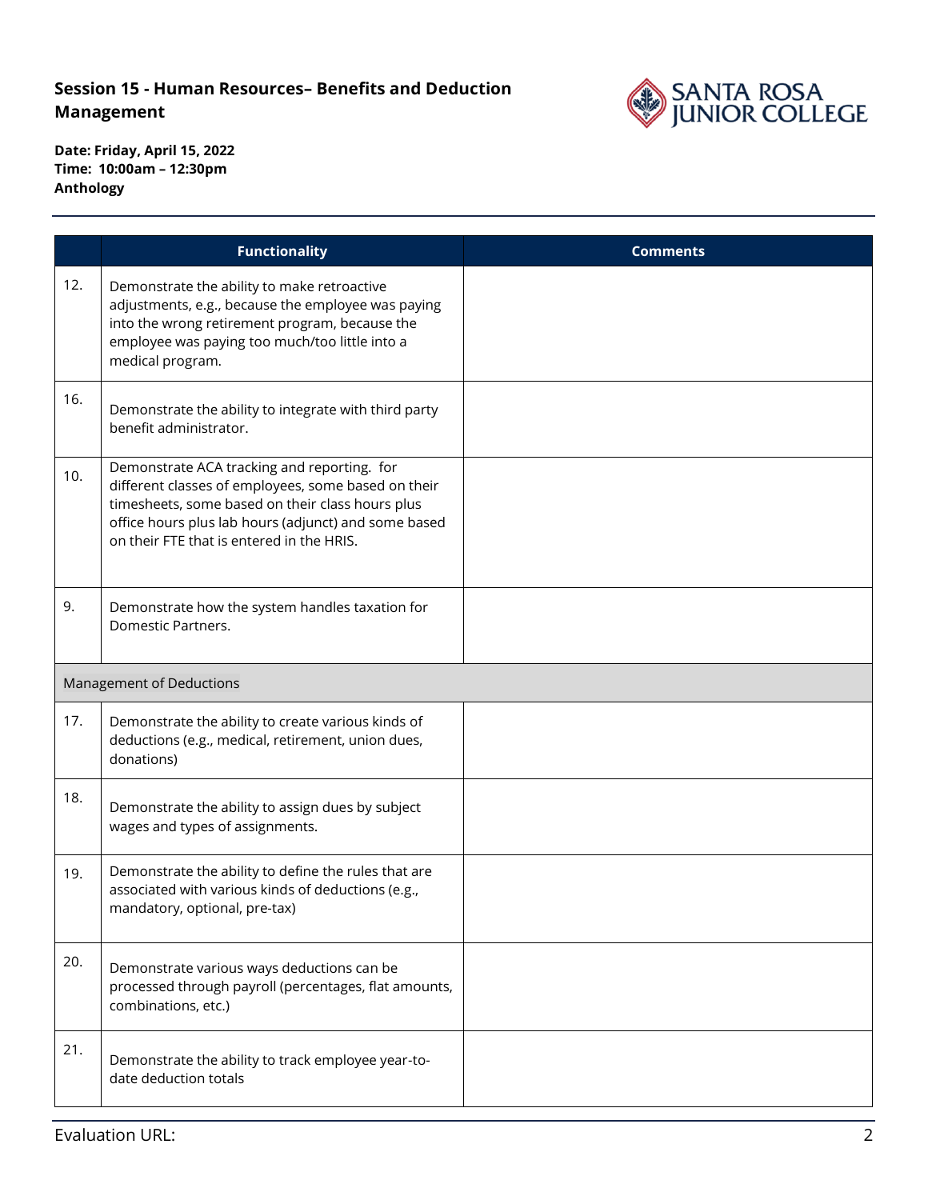**Session 15 - Human Resources– Benefits and Deduction Management**

**Date: Friday, April 15, 2022**
**Time: 10:00am – 12:30pm**
**Anthology**

| | Functionality | Comments |
|---|---|---|
| 12. | Demonstrate the ability to make retroactive adjustments, e.g., because the employee was paying into the wrong retirement program, because the employee was paying too much/too little into a medical program. | |
| 16. | Demonstrate the ability to integrate with third party benefit administrator. | |
| 10. | Demonstrate ACA tracking and reporting. for different classes of employees, some based on their timesheets, some based on their class hours plus office hours plus lab hours (adjunct) and some based on their FTE that is entered in the HRIS. | |
| 9. | Demonstrate how the system handles taxation for Domestic Partners. | |
| Management of Deductions | | |
| 17. | Demonstrate the ability to create various kinds of deductions (e.g., medical, retirement, union dues, donations) | |
| 18. | Demonstrate the ability to assign dues by subject wages and types of assignments. | |
| 19. | Demonstrate the ability to define the rules that are associated with various kinds of deductions (e.g., mandatory, optional, pre-tax) | |
| 20. | Demonstrate various ways deductions can be processed through payroll (percentages, flat amounts, combinations, etc.) | |
| 21. | Demonstrate the ability to track employee year-to-date deduction totals | |

Evaluation URL: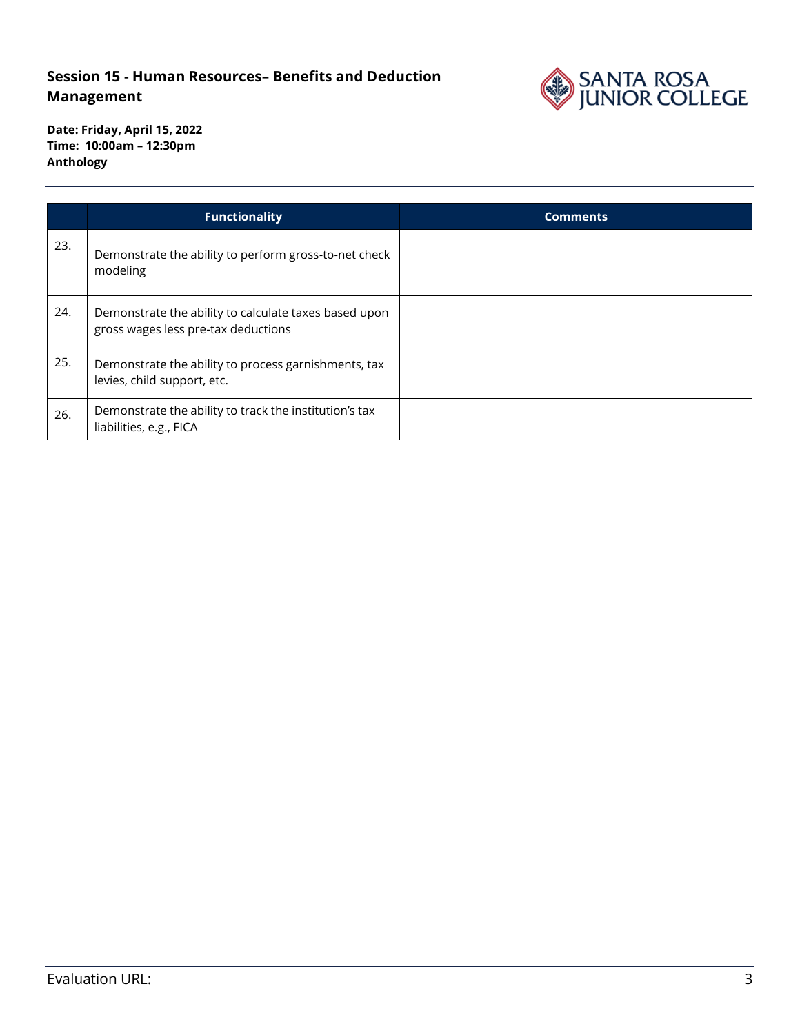**Session 15 - Human Resources– Benefits and Deduction Management**

**Date: Friday, April 15, 2022**
**Time: 10:00am – 12:30pm**
**Anthology**

| | Functionality | Comments |
|---|---|---|
| 23. | Demonstrate the ability to perform gross-to-net check modeling | |
| 24. | Demonstrate the ability to calculate taxes based upon gross wages less pre-tax deductions | |
| 25. | Demonstrate the ability to process garnishments, tax levies, child support, etc. | |
| 26. | Demonstrate the ability to track the institution's tax liabilities, e.g., FICA | |

Evaluation URL: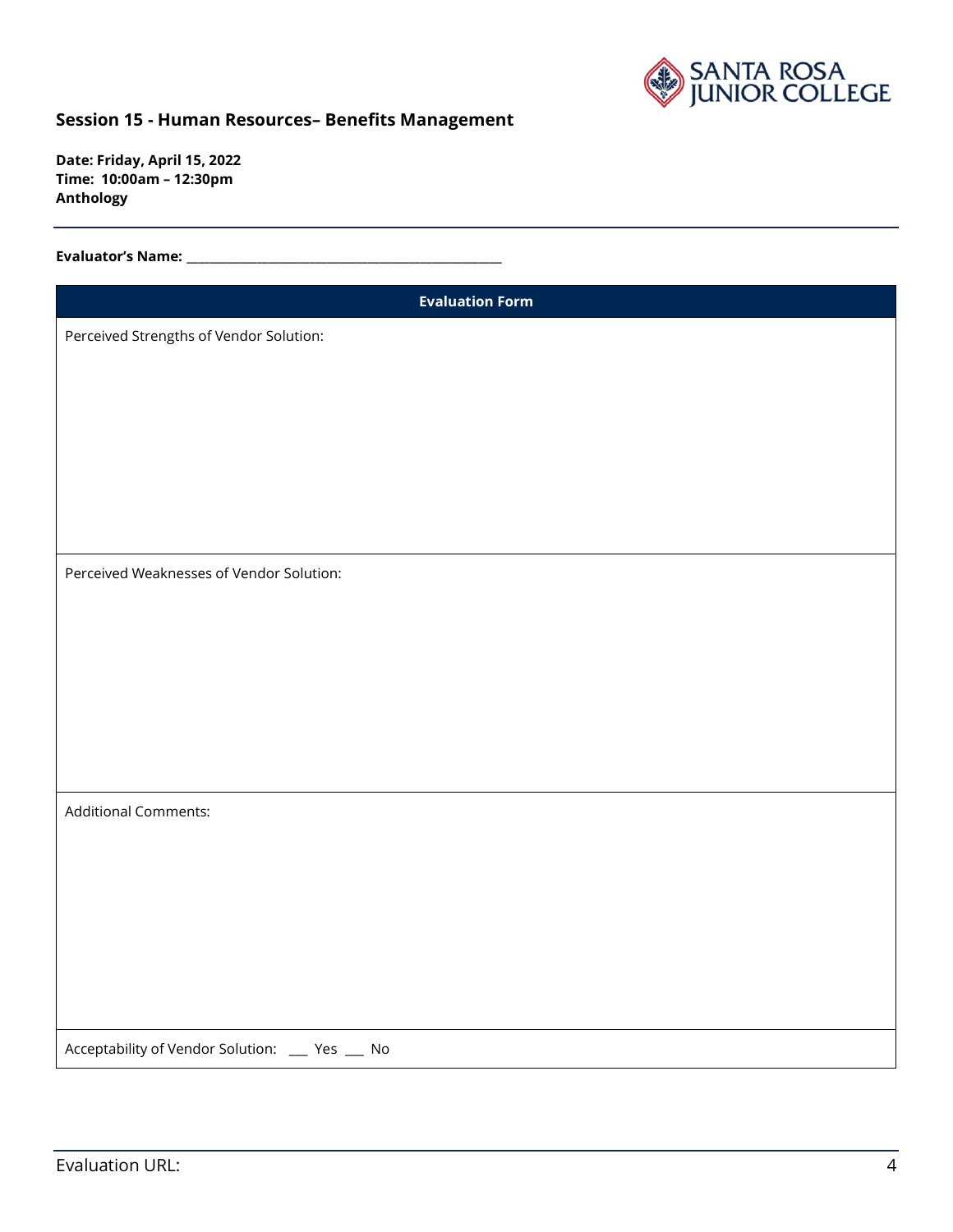**Session 15 - Human Resources– Benefits Management**

**Date: Friday, April 15, 2022**
**Time: 10:00am – 12:30pm**
**Anthology**

**Evaluator's Name:** ___________________________________________

| Evaluation Form |
| --- |
| Perceived Strengths of Vendor Solution: |
| Perceived Weaknesses of Vendor Solution: |
| Additional Comments: |
| Acceptability of Vendor Solution: ___ Yes ___ No |

Evaluation URL: